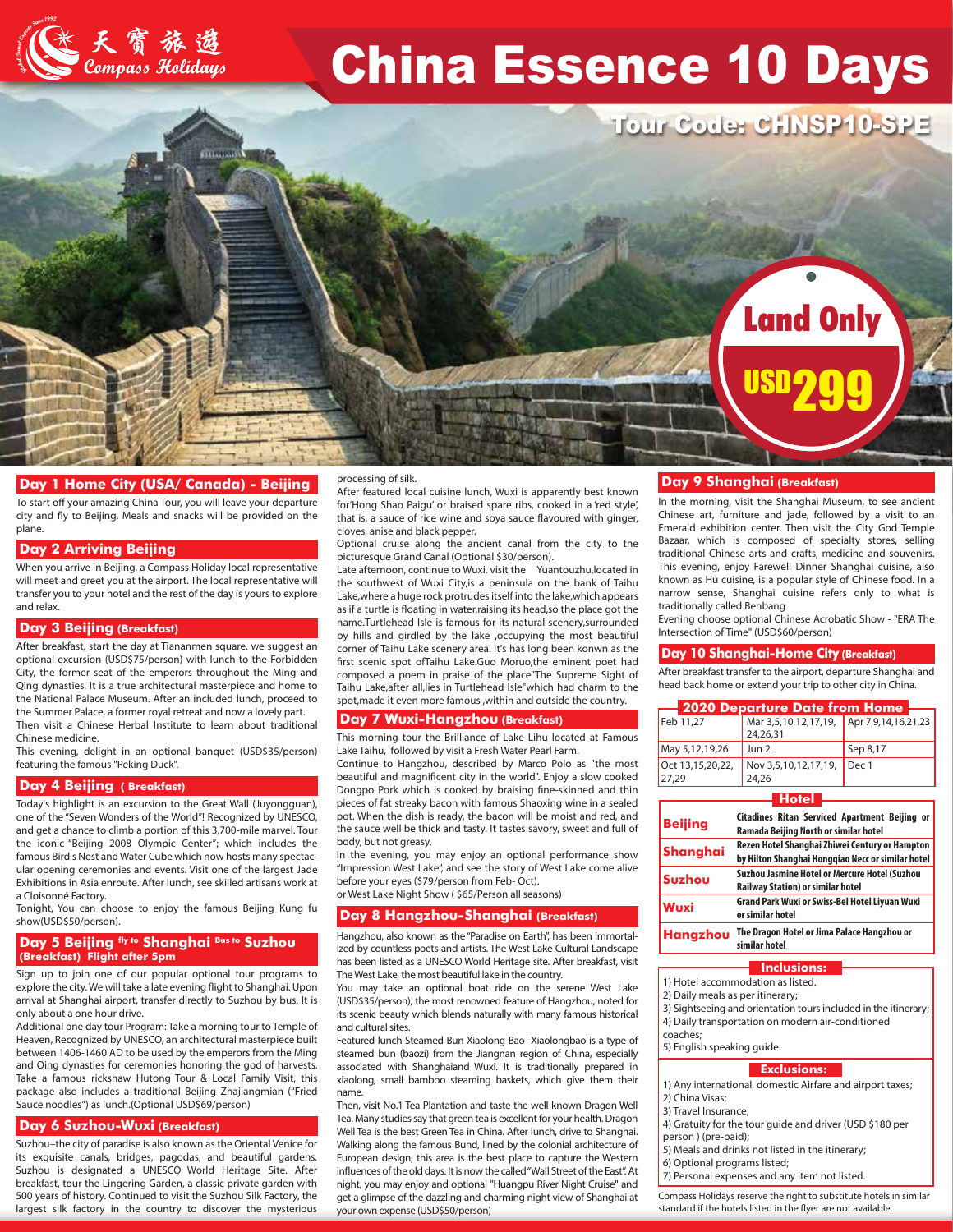天寶旅遊 Compass Holidays

# China Essence 10 Days

**Tour Code: CHNSP10-SPE**

**Land Only USD299**

## Day 1 Home City (USA/ Canada) - Beijing

To start off your amazing China Tour, you will leave your departure city and fly to Beijing. Meals and snacks will be provided on the plane.

## Day 2 Arriving Beijing

When you arrive in Beijing, a Compass Holiday local representative will meet and greet you at the airport. The local representative will transfer you to your hotel and the rest of the day is yours to explore and relax.

## Day 3 Beijing (Breakfast)

After breakfast, start the day at Tiananmen square. we suggest an optional excursion (USD$75/person) with lunch to the Forbidden City, the former seat of the emperors throughout the Ming and Qing dynasties. It is a true architectural masterpiece and home to the National Palace Museum. After an included lunch, proceed to the Summer Palace, a former royal retreat and now a lovely part.

Then visit a Chinese Herbal Institute to learn about traditional Chinese medicine.

This evening, delight in an optional banquet (USD$35/person) featuring the famous "Peking Duck".

## Day 4 Beijing ( Breakfast)

Today's highlight is an excursion to the Great Wall (Juyongguan), one of the "Seven Wonders of the World"! Recognized by UNESCO, and get a chance to climb a portion of this 3,700-mile marvel. Tour the iconic "Beijing 2008 Olympic Center"; which includes the famous Bird's Nest and Water Cube which now hosts many spectacular opening ceremonies and events. Visit one of the largest Jade Exhibitions in Asia enroute. After lunch, see skilled artisans work at a Cloisonné Factory.

Tonight, You can choose to enjoy the famous Beijing Kung fu show(USD$50/person).

## Day 5 Beijing fly to Shanghai Bus to Suzhou (Breakfast) Flight after 5pm

Sign up to join one of our popular optional tour programs to explore the city. We will take a late evening flight to Shanghai. Upon arrival at Shanghai airport, transfer directly to Suzhou by bus. It is only about a one hour drive.

Additional one day tour Program: Take a morning tour to Temple of Heaven, Recognized by UNESCO, an architectural masterpiece built between 1406-1460 AD to be used by the emperors from the Ming and Qing dynasties for ceremonies honoring the god of harvests. Take a famous rickshaw Hutong Tour & Local Family Visit, this package also includes a traditional Beijing Zhajiangmian ("Fried Sauce noodles") as lunch.(Optional USD$69/person)

## Day 6 Suzhou-Wuxi (Breakfast)

Suzhou–the city of paradise is also known as the Oriental Venice for its exquisite canals, bridges, pagodas, and beautiful gardens. Suzhou is designated a UNESCO World Heritage Site. After breakfast, tour the Lingering Garden, a classic private garden with 500 years of history. Continued to visit the Suzhou Silk Factory, the largest silk factory in the country to discover the mysterious processing of silk.

After featured local cuisine lunch, Wuxi is apparently best known for'Hong Shao Paigu' or braised spare ribs, cooked in a 'red style', that is, a sauce of rice wine and soya sauce flavoured with ginger, cloves, anise and black pepper.

Optional cruise along the ancient canal from the city to the picturesque Grand Canal (Optional $30/person).

Late afternoon, continue to Wuxi, visit the Yuantouzhu,located in the southwest of Wuxi City,is a peninsula on the bank of Taihu Lake,where a huge rock protrudes itself into the lake,which appears as if a turtle is floating in water,raising its head,so the place got the name.Turtlehead Isle is famous for its natural scenery,surrounded by hills and girdled by the lake ,occupying the most beautiful corner of Taihu Lake scenery area. It's has long been konwn as the first scenic spot ofTaihu Lake.Guo Moruo,the eminent poet had composed a poem in praise of the place"The Supreme Sight of Taihu Lake,after all,lies in Turtlehead Isle"which had charm to the spot,made it even more famous ,within and outside the country.

## Day 7 Wuxi-Hangzhou (Breakfast)

This morning tour the Brilliance of Lake Lihu located at Famous Lake Taihu, followed by visit a Fresh Water Pearl Farm.

Continue to Hangzhou, described by Marco Polo as "the most beautiful and magnificent city in the world". Enjoy a slow cooked Dongpo Pork which is cooked by braising fine-skinned and thin pieces of fat streaky bacon with famous Shaoxing wine in a sealed pot. When the dish is ready, the bacon will be moist and red, and the sauce well be thick and tasty. It tastes savory, sweet and full of body, but not greasy.

In the evening, you may enjoy an optional performance show "Impression West Lake", and see the story of West Lake come alive before your eyes ($79/person from Feb- Oct).

or West Lake Night Show ( $65/Person all seasons)

## Day 8 Hangzhou-Shanghai (Breakfast)

Hangzhou, also known as the "Paradise on Earth", has been immortalized by countless poets and artists. The West Lake Cultural Landscape has been listed as a UNESCO World Heritage site. After breakfast, visit The West Lake, the most beautiful lake in the country.

You may take an optional boat ride on the serene West Lake (USD$35/person), the most renowned feature of Hangzhou, noted for its scenic beauty which blends naturally with many famous historical and cultural sites.

Featured lunch Steamed Bun Xiaolong Bao- Xiaolongbao is a type of steamed bun (baozi) from the Jiangnan region of China, especially associated with Shanghaiand Wuxi. It is traditionally prepared in xiaolong, small bamboo steaming baskets, which give them their name.

Then, visit No.1 Tea Plantation and taste the well-known Dragon Well Tea. Many studies say that green tea is excellent for your health. Dragon Well Tea is the best Green Tea in China. After lunch, drive to Shanghai. Walking along the famous Bund, lined by the colonial architecture of European design, this area is the best place to capture the Western influences of the old days. It is now the called "Wall Street of the East". At night, you may enjoy and optional "Huangpu River Night Cruise" and get a glimpse of the dazzling and charming night view of Shanghai at your own expense (USD$50/person)

## Day 9 Shanghai (Breakfast)

In the morning, visit the Shanghai Museum, to see ancient Chinese art, furniture and jade, followed by a visit to an Emerald exhibition center. Then visit the City God Temple Bazaar, which is composed of specialty stores, selling traditional Chinese arts and crafts, medicine and souvenirs. This evening, enjoy Farewell Dinner Shanghai cuisine, also known as Hu cuisine, is a popular style of Chinese food. In a narrow sense, Shanghai cuisine refers only to what is traditionally called Benbang

Evening choose optional Chinese Acrobatic Show - "ERA The Intersection of Time" (USD$60/person)

## Day 10 Shanghai-Home City (Breakfast)

After breakfast transfer to the airport, departure Shanghai and head back home or extend your trip to other city in China.

### 2020 Departure Date from Home

| | | |
|---|---|---|
| Feb 11,27 | Mar 3,5,10,12,17,19, 24,26,31 | Apr 7,9,14,16,21,23 |
| May 5,12,19,26 | Jun 2 | Sep 8,17 |
| Oct 13,15,20,22, 27,29 | Nov 3,5,10,12,17,19, 24,26 | Dec 1 |

### Hotel

| | |
|---|---|
| Beijing | Citadines Ritan Serviced Apartment Beijing or Ramada Beijing North or similar hotel |
| Shanghai | Rezen Hotel Shanghai Zhiwei Century or Hampton by Hilton Shanghai Hongqiao Necc or similar hotel |
| Suzhou | Suzhou Jasmine Hotel or Mercure Hotel (Suzhou Railway Station) or similar hotel |
| Wuxi | Grand Park Wuxi or Swiss-Bel Hotel Liyuan Wuxi or similar hotel |
| Hangzhou | The Dragon Hotel or Jima Palace Hangzhou or similar hotel |

### Inclusions:

1) Hotel accommodation as listed.
2) Daily meals as per itinerary;
3) Sightseeing and orientation tours included in the itinerary;
4) Daily transportation on modern air-conditioned coaches;
5) English speaking guide

### Exclusions:

1) Any international, domestic Airfare and airport taxes;
2) China Visas;
3) Travel Insurance;
4) Gratuity for the tour guide and driver (USD $180 per person ) (pre-paid);
5) Meals and drinks not listed in the itinerary;
6) Optional programs listed;
7) Personal expenses and any item not listed.

Compass Holidays reserve the right to substitute hotels in similar standard if the hotels listed in the flyer are not available.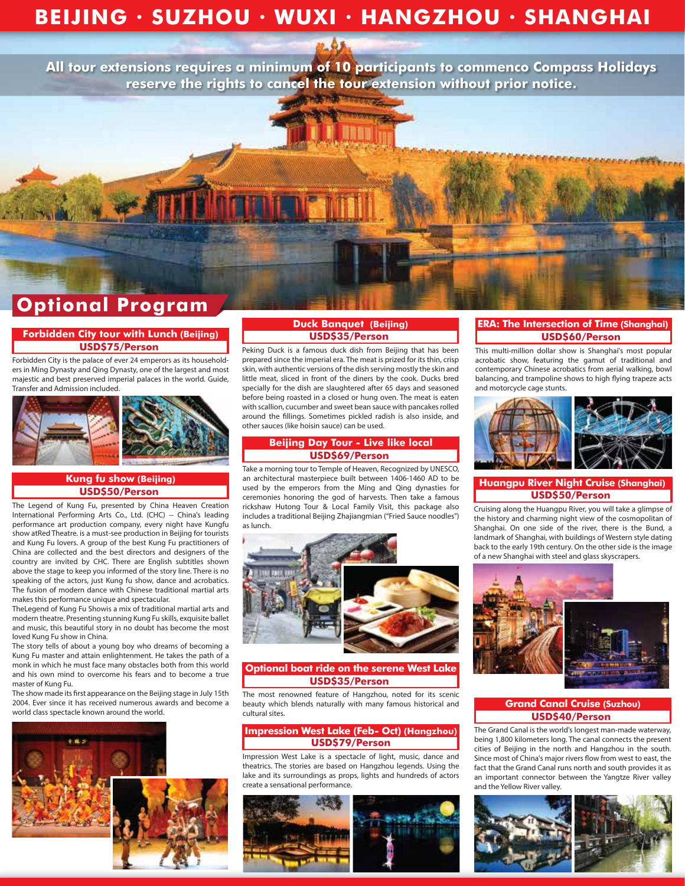# BEIJING · SUZHOU · WUXI · HANGZHOU · SHANGHAI

**All tour extensions requires a minimum of 10 participants to commenco Compass Holidays reserve the rights to cancel the tour extension without prior notice.**

## Optional Program

### Forbidden City tour with Lunch (Beijing)
**USD$75/Person**

Forbidden City is the palace of ever 24 emperors as its householders in Ming Dynasty and Qing Dynasty, one of the largest and most majestic and best preserved imperial palaces in the world. Guide, Transfer and Admission included.

### Kung fu show (Beijing)
**USD$50/Person**

The Legend of Kung Fu, presented by China Heaven Creation International Performing Arts Co., Ltd. (CHC) -- China's leading performance art production company, every night have Kungfu show atRed Theatre. is a must-see production in Beijing for tourists and Kung Fu lovers. A group of the best Kung Fu practitioners of China are collected and the best directors and designers of the country are invited by CHC. There are English subtitles shown above the stage to keep you informed of the story line. There is no speaking of the actors, just Kung fu show, dance and acrobatics. The fusion of modern dance with Chinese traditional martial arts makes this performance unique and spectacular.

TheLegend of Kung Fu Showis a mix of traditional martial arts and modern theatre. Presenting stunning Kung Fu skills, exquisite ballet and music, this beautiful story in no doubt has become the most loved Kung Fu show in China.

The story tells of about a young boy who dreams of becoming a Kung Fu master and attain enlightenment. He takes the path of a monk in which he must face many obstacles both from this world and his own mind to overcome his fears and to become a true master of Kung Fu.

The show made its first appearance on the Beijing stage in July 15th 2004. Ever since it has received numerous awards and become a world class spectacle known around the world.

### Duck Banquet (Beijing)
**USD$35/Person**

Peking Duck is a famous duck dish from Beijing that has been prepared since the imperial era. The meat is prized for its thin, crisp skin, with authentic versions of the dish serving mostly the skin and little meat, sliced in front of the diners by the cook. Ducks bred specially for the dish are slaughtered after 65 days and seasoned before being roasted in a closed or hung oven. The meat is eaten with scallion, cucumber and sweet bean sauce with pancakes rolled around the fillings. Sometimes pickled radish is also inside, and other sauces (like hoisin sauce) can be used.

### Beijing Day Tour - Live like local
**USD$69/Person**

Take a morning tour to Temple of Heaven, Recognized by UNESCO, an architectural masterpiece built between 1406-1460 AD to be used by the emperors from the Ming and Qing dynasties for ceremonies honoring the god of harvests. Then take a famous rickshaw Hutong Tour & Local Family Visit, this package also includes a traditional Beijing Zhajiangmian ("Fried Sauce noodles") as lunch.

### Optional boat ride on the serene West Lake
**USD$35/Person**

The most renowned feature of Hangzhou, noted for its scenic beauty which blends naturally with many famous historical and cultural sites.

### Impression West Lake (Feb- Oct) (Hangzhou)
**USD$79/Person**

Impression West Lake is a spectacle of light, music, dance and theatrics. The stories are based on Hangzhou legends. Using the lake and its surroundings as props, lights and hundreds of actors create a sensational performance.

### ERA: The Intersection of Time (Shanghai)
**USD$60/Person**

This multi-million dollar show is Shanghai's most popular acrobatic show, featuring the gamut of traditional and contemporary Chinese acrobatics from aerial walking, bowl balancing, and trampoline shows to high flying trapeze acts and motorcycle cage stunts.

### Huangpu River Night Cruise (Shanghai)
**USD$50/Person**

Cruising along the Huangpu River, you will take a glimpse of the history and charming night view of the cosmopolitan of Shanghai. On one side of the river, there is the Bund, a landmark of Shanghai, with buildings of Western style dating back to the early 19th century. On the other side is the image of a new Shanghai with steel and glass skyscrapers.

### Grand Canal Cruise (Suzhou)
**USD$40/Person**

The Grand Canal is the world's longest man-made waterway, being 1,800 kilometers long. The canal connects the present cities of Beijing in the north and Hangzhou in the south. Since most of China's major rivers flow from west to east, the fact that the Grand Canal runs north and south provides it as an important connector between the Yangtze River valley and the Yellow River valley.